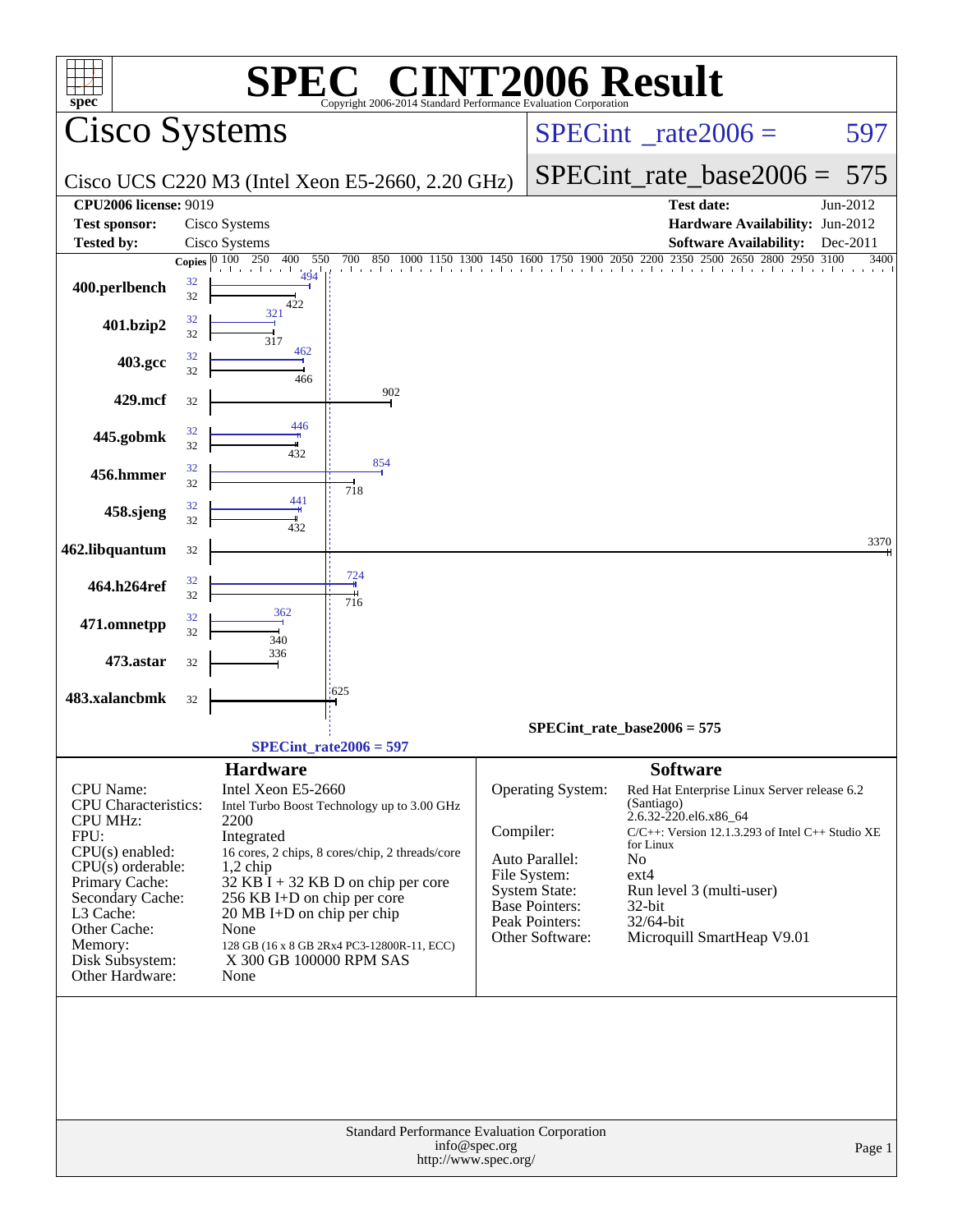# SPEC® CINT2006 Result

Copyright 2006-2014 Standard Performance Evaluation Corporation

## Cisco Systems

Cisco UCS C220 M3 (Intel Xeon E5-2660, 2.20 GHz)

SPECint_rate2006 = 597

SPECint_rate_base2006 = 575

| | | | |
|---|---|---|---|
| **CPU2006 license:** 9019 | | **Test date:** | Jun-2012 |
| **Test sponsor:** | Cisco Systems | **Hardware Availability:** | Jun-2012 |
| **Tested by:** | Cisco Systems | **Software Availability:** | Dec-2011 |

| Benchmark | Copies | Peak | Base |
|---|---|---|---|
| 400.perlbench | 32 | 494 | 422 |
| 401.bzip2 | 32 | 321 | 317 |
| 403.gcc | 32 | 462 | 466 |
| 429.mcf | 32 | | 902 |
| 445.gobmk | 32 | 446 | 432 |
| 456.hmmer | 32 | 854 | 718 |
| 458.sjeng | 32 | 441 | 432 |
| 462.libquantum | 32 | | 3370 |
| 464.h264ref | 32 | 724 | 716 |
| 471.omnetpp | 32 | 362 | 340 |
| 473.astar | 32 | | 336 |
| 483.xalancbmk | 32 | | 625 |

SPECint_rate_base2006 = 575

SPECint_rate2006 = 597

### Hardware

| | |
|---|---|
| CPU Name: | Intel Xeon E5-2660 |
| CPU Characteristics: | Intel Turbo Boost Technology up to 3.00 GHz |
| CPU MHz: | 2200 |
| FPU: | Integrated |
| CPU(s) enabled: | 16 cores, 2 chips, 8 cores/chip, 2 threads/core |
| CPU(s) orderable: | 1,2 chip |
| Primary Cache: | 32 KB I + 32 KB D on chip per core |
| Secondary Cache: | 256 KB I+D on chip per core |
| L3 Cache: | 20 MB I+D on chip per chip |
| Other Cache: | None |
| Memory: | 128 GB (16 x 8 GB 2Rx4 PC3-12800R-11, ECC) |
| Disk Subsystem: | X 300 GB 100000 RPM SAS |
| Other Hardware: | None |

### Software

| | |
|---|---|
| Operating System: | Red Hat Enterprise Linux Server release 6.2 (Santiago) 2.6.32-220.el6.x86_64 |
| Compiler: | C/C++: Version 12.1.3.293 of Intel C++ Studio XE for Linux |
| Auto Parallel: | No |
| File System: | ext4 |
| System State: | Run level 3 (multi-user) |
| Base Pointers: | 32-bit |
| Peak Pointers: | 32/64-bit |
| Other Software: | Microquill SmartHeap V9.01 |

Standard Performance Evaluation Corporation
info@spec.org
http://www.spec.org/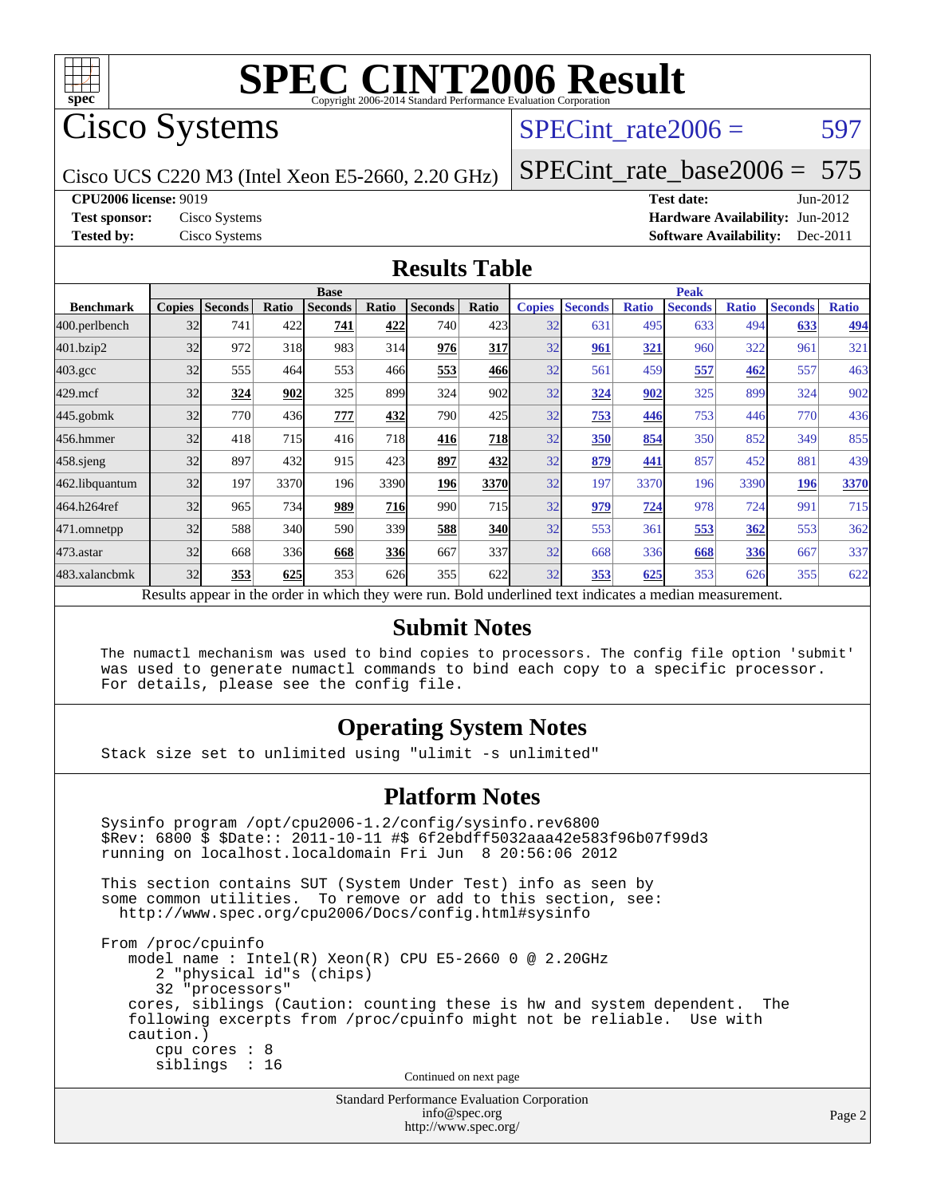# SPEC CINT2006 Result

Copyright 2006-2014 Standard Performance Evaluation Corporation

## Cisco Systems

Cisco UCS C220 M3 (Intel Xeon E5-2660, 2.20 GHz)

SPECint_rate2006 = 597

SPECint_rate_base2006 = 575

**CPU2006 license:** 9019
**Test sponsor:** Cisco Systems
**Tested by:** Cisco Systems

**Test date:** Jun-2012
**Hardware Availability:** Jun-2012
**Software Availability:** Dec-2011

## Results Table

| Benchmark | Base | | | | | | | Peak | | | | | | |
|---|---|---|---|---|---|---|---|---|---|---|---|---|---|---|
| | Copies | Seconds | Ratio | Seconds | Ratio | Seconds | Ratio | Copies | Seconds | Ratio | Seconds | Ratio | Seconds | Ratio |
| 400.perlbench | 32 | 741 | 422 | **741** | **422** | 740 | 423 | 32 | 631 | 495 | 633 | 494 | **633** | **494** |
| 401.bzip2 | 32 | 972 | 318 | 983 | 314 | **976** | **317** | 32 | **961** | **321** | 960 | 322 | 961 | 321 |
| 403.gcc | 32 | 555 | 464 | 553 | 466 | **553** | **466** | 32 | 561 | 459 | **557** | **462** | 557 | 463 |
| 429.mcf | 32 | **324** | **902** | 325 | 899 | 324 | 902 | 32 | **324** | **902** | 325 | 899 | 324 | 902 |
| 445.gobmk | 32 | 770 | 436 | **777** | **432** | 790 | 425 | 32 | **753** | **446** | 753 | 446 | 770 | 436 |
| 456.hmmer | 32 | 418 | 715 | 416 | 718 | **416** | **718** | 32 | **350** | **854** | 350 | 852 | 349 | 855 |
| 458.sjeng | 32 | 897 | 432 | 915 | 423 | **897** | **432** | 32 | **879** | **441** | 857 | 452 | 881 | 439 |
| 462.libquantum | 32 | 197 | 3370 | 196 | 3390 | **196** | **3370** | 32 | 197 | 3370 | 196 | 3390 | **196** | **3370** |
| 464.h264ref | 32 | 965 | 734 | **989** | **716** | 990 | 715 | 32 | **979** | **724** | 978 | 724 | 991 | 715 |
| 471.omnetpp | 32 | 588 | 340 | 590 | 339 | **588** | **340** | 32 | 553 | 361 | **553** | **362** | 553 | 362 |
| 473.astar | 32 | 668 | 336 | **668** | **336** | 667 | 337 | 32 | 668 | 336 | **668** | **336** | 667 | 337 |
| 483.xalancbmk | 32 | **353** | **625** | 353 | 626 | 355 | 622 | 32 | **353** | **625** | 353 | 626 | 355 | 622 |

Results appear in the order in which they were run. Bold underlined text indicates a median measurement.

## Submit Notes

```
The numactl mechanism was used to bind copies to processors. The config file option 'submit'
was used to generate numactl commands to bind each copy to a specific processor.
For details, please see the config file.
```

## Operating System Notes

```
Stack size set to unlimited using "ulimit -s unlimited"
```

## Platform Notes

```
Sysinfo program /opt/cpu2006-1.2/config/sysinfo.rev6800
$Rev: 6800 $ $Date:: 2011-10-11 #$ 6f2ebdff5032aaa42e583f96b07f99d3
running on localhost.localdomain Fri Jun  8 20:56:06 2012

This section contains SUT (System Under Test) info as seen by
some common utilities.  To remove or add to this section, see:
  http://www.spec.org/cpu2006/Docs/config.html#sysinfo

From /proc/cpuinfo
   model name : Intel(R) Xeon(R) CPU E5-2660 0 @ 2.20GHz
      2 "physical id"s (chips)
      32 "processors"
   cores, siblings (Caution: counting these is hw and system dependent.  The
   following excerpts from /proc/cpuinfo might not be reliable.  Use with
   caution.)
      cpu cores : 8
      siblings  : 16
```

Continued on next page

Standard Performance Evaluation Corporation
info@spec.org
http://www.spec.org/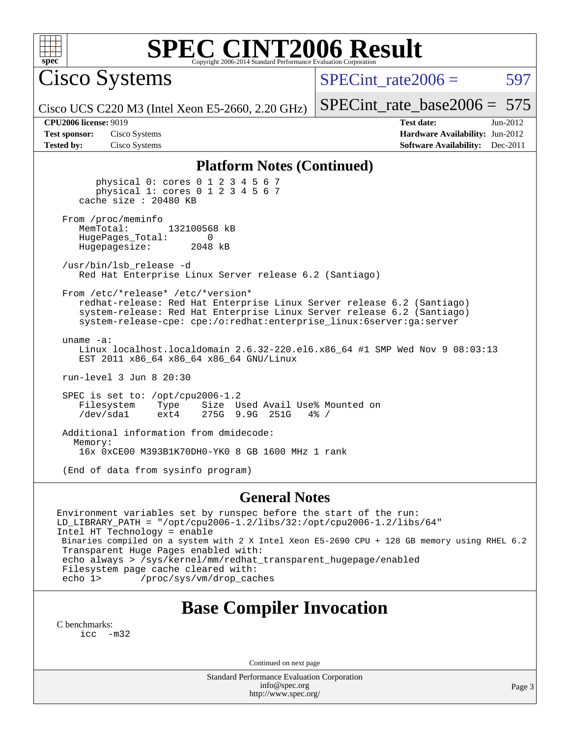# SPEC CINT2006 Result

Copyright 2006-2014 Standard Performance Evaluation Corporation

## Cisco Systems

Cisco UCS C220 M3 (Intel Xeon E5-2660, 2.20 GHz)

SPECint_rate2006 = 597

SPECint_rate_base2006 = 575

**CPU2006 license:** 9019
**Test sponsor:** Cisco Systems
**Tested by:** Cisco Systems

**Test date:** Jun-2012
**Hardware Availability:** Jun-2012
**Software Availability:** Dec-2011

## Platform Notes (Continued)

```
        physical 0: cores 0 1 2 3 4 5 6 7
        physical 1: cores 0 1 2 3 4 5 6 7
    cache size : 20480 KB

 From /proc/meminfo
    MemTotal:       132100568 kB
    HugePages_Total:       0
    Hugepagesize:       2048 kB

 /usr/bin/lsb_release -d
    Red Hat Enterprise Linux Server release 6.2 (Santiago)

 From /etc/*release* /etc/*version*
    redhat-release: Red Hat Enterprise Linux Server release 6.2 (Santiago)
    system-release: Red Hat Enterprise Linux Server release 6.2 (Santiago)
    system-release-cpe: cpe:/o:redhat:enterprise_linux:6server:ga:server

 uname -a:
    Linux localhost.localdomain 2.6.32-220.el6.x86_64 #1 SMP Wed Nov 9 08:03:13
    EST 2011 x86_64 x86_64 x86_64 GNU/Linux

 run-level 3 Jun 8 20:30

 SPEC is set to: /opt/cpu2006-1.2
    Filesystem    Type    Size  Used Avail Use% Mounted on
    /dev/sda1     ext4    275G  9.9G  251G   4% /

 Additional information from dmidecode:
   Memory:
    16x 0xCE00 M393B1K70DH0-YK0 8 GB 1600 MHz 1 rank

 (End of data from sysinfo program)
```

## General Notes

```
Environment variables set by runspec before the start of the run:
LD_LIBRARY_PATH = "/opt/cpu2006-1.2/libs/32:/opt/cpu2006-1.2/libs/64"
Intel HT Technology = enable
 Binaries compiled on a system with 2 X Intel Xeon E5-2690 CPU + 128 GB memory using RHEL 6.2
 Transparent Huge Pages enabled with:
 echo always > /sys/kernel/mm/redhat_transparent_hugepage/enabled
 Filesystem page cache cleared with:
 echo 1>       /proc/sys/vm/drop_caches
```

## Base Compiler Invocation

C benchmarks:
    icc -m32

Continued on next page

Standard Performance Evaluation Corporation
info@spec.org
http://www.spec.org/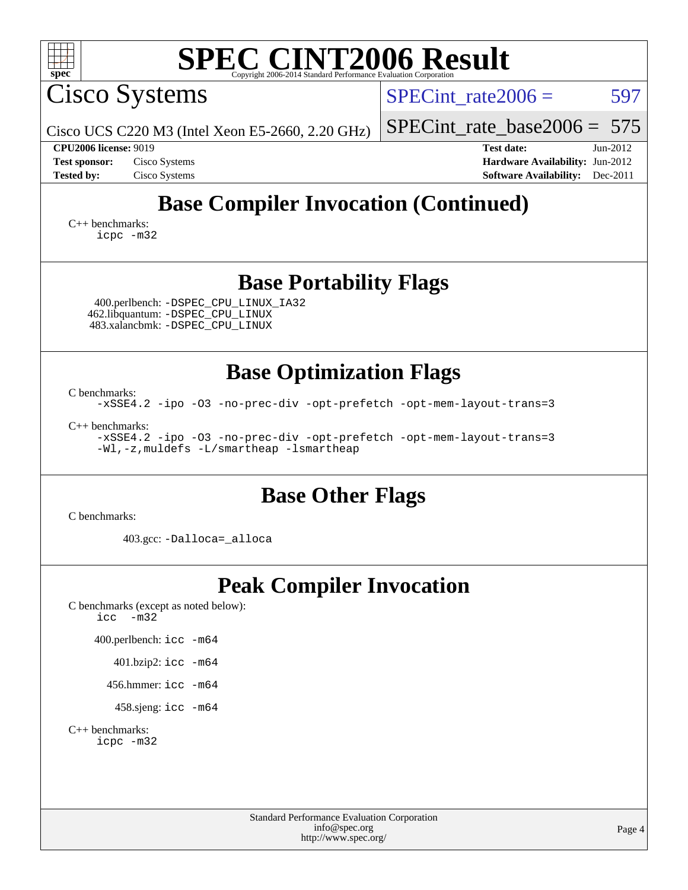# SPEC CINT2006 Result

Copyright 2006-2014 Standard Performance Evaluation Corporation

## Cisco Systems

Cisco UCS C220 M3 (Intel Xeon E5-2660, 2.20 GHz)

SPECint_rate2006 = 597

SPECint_rate_base2006 = 575

| | | | |
|---|---|---|---|
| **CPU2006 license:** 9019 | | **Test date:** | Jun-2012 |
| **Test sponsor:** | Cisco Systems | **Hardware Availability:** | Jun-2012 |
| **Tested by:** | Cisco Systems | **Software Availability:** | Dec-2011 |

## Base Compiler Invocation (Continued)

C++ benchmarks:

```
icpc -m32
```

## Base Portability Flags

400.perlbench: `-DSPEC_CPU_LINUX_IA32`
462.libquantum: `-DSPEC_CPU_LINUX`
483.xalancbmk: `-DSPEC_CPU_LINUX`

## Base Optimization Flags

C benchmarks:

```
-xSSE4.2 -ipo -O3 -no-prec-div -opt-prefetch -opt-mem-layout-trans=3
```

C++ benchmarks:

```
-xSSE4.2 -ipo -O3 -no-prec-div -opt-prefetch -opt-mem-layout-trans=3
-Wl,-z,muldefs -L/smartheap -lsmartheap
```

## Base Other Flags

C benchmarks:

403.gcc: `-Dalloca=_alloca`

## Peak Compiler Invocation

C benchmarks (except as noted below):

```
icc  -m32
```

400.perlbench: `icc -m64`

401.bzip2: `icc -m64`

456.hmmer: `icc -m64`

458.sjeng: `icc -m64`

C++ benchmarks:

```
icpc -m32
```

Standard Performance Evaluation Corporation
info@spec.org
http://www.spec.org/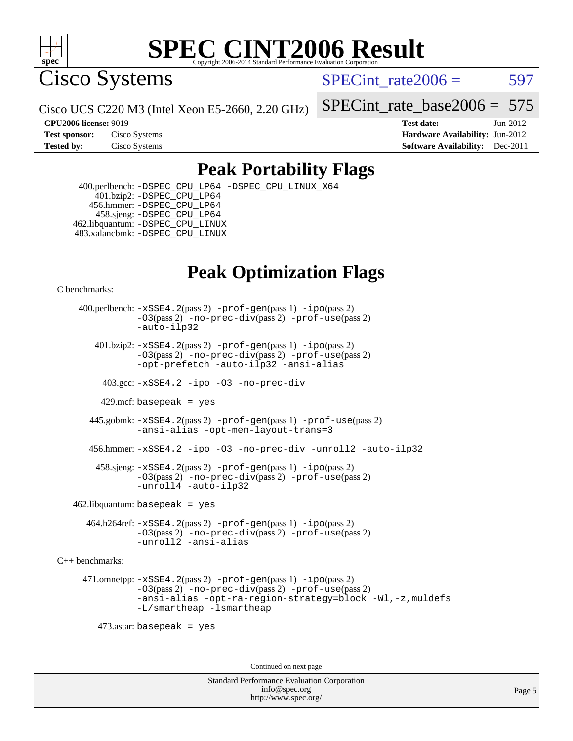# SPEC CINT2006 Result

Copyright 2006-2014 Standard Performance Evaluation Corporation

## Cisco Systems

Cisco UCS C220 M3 (Intel Xeon E5-2660, 2.20 GHz)

SPECint_rate2006 = 597

SPECint_rate_base2006 = 575

**CPU2006 license:** 9019
**Test sponsor:** Cisco Systems
**Tested by:** Cisco Systems

**Test date:** Jun-2012
**Hardware Availability:** Jun-2012
**Software Availability:** Dec-2011

## Peak Portability Flags

400.perlbench: -DSPEC_CPU_LP64 -DSPEC_CPU_LINUX_X64
401.bzip2: -DSPEC_CPU_LP64
456.hmmer: -DSPEC_CPU_LP64
458.sjeng: -DSPEC_CPU_LP64
462.libquantum: -DSPEC_CPU_LINUX
483.xalancbmk: -DSPEC_CPU_LINUX

## Peak Optimization Flags

C benchmarks:

400.perlbench: -xSSE4.2(pass 2) -prof-gen(pass 1) -ipo(pass 2) -O3(pass 2) -no-prec-div(pass 2) -prof-use(pass 2) -auto-ilp32

401.bzip2: -xSSE4.2(pass 2) -prof-gen(pass 1) -ipo(pass 2) -O3(pass 2) -no-prec-div(pass 2) -prof-use(pass 2) -opt-prefetch -auto-ilp32 -ansi-alias

403.gcc: -xSSE4.2 -ipo -O3 -no-prec-div

429.mcf: basepeak = yes

445.gobmk: -xSSE4.2(pass 2) -prof-gen(pass 1) -prof-use(pass 2) -ansi-alias -opt-mem-layout-trans=3

456.hmmer: -xSSE4.2 -ipo -O3 -no-prec-div -unroll2 -auto-ilp32

458.sjeng: -xSSE4.2(pass 2) -prof-gen(pass 1) -ipo(pass 2) -O3(pass 2) -no-prec-div(pass 2) -prof-use(pass 2) -unroll4 -auto-ilp32

462.libquantum: basepeak = yes

464.h264ref: -xSSE4.2(pass 2) -prof-gen(pass 1) -ipo(pass 2) -O3(pass 2) -no-prec-div(pass 2) -prof-use(pass 2) -unroll2 -ansi-alias

C++ benchmarks:

471.omnetpp: -xSSE4.2(pass 2) -prof-gen(pass 1) -ipo(pass 2) -O3(pass 2) -no-prec-div(pass 2) -prof-use(pass 2) -ansi-alias -opt-ra-region-strategy=block -Wl,-z,muldefs -L/smartheap -lsmartheap

473.astar: basepeak = yes

Continued on next page

Standard Performance Evaluation Corporation
info@spec.org
http://www.spec.org/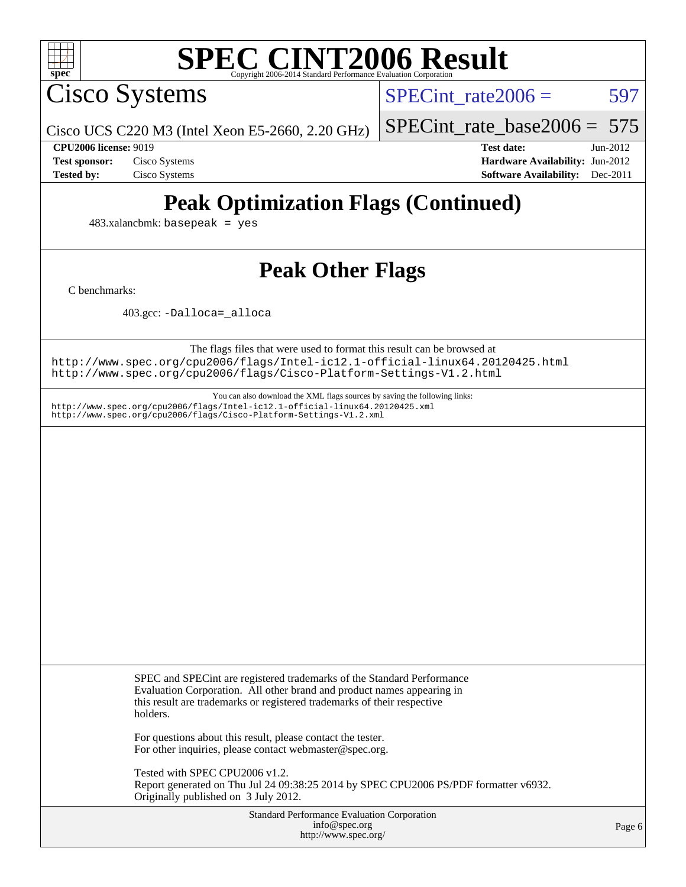# Peak Optimization Flags (Continued)

483.xalancbmk: basepeak = yes

# Peak Other Flags

C benchmarks:

403.gcc: -Dalloca=_alloca

The flags files that were used to format this result can be browsed at
http://www.spec.org/cpu2006/flags/Intel-ic12.1-official-linux64.20120425.html
http://www.spec.org/cpu2006/flags/Cisco-Platform-Settings-V1.2.html

You can also download the XML flags sources by saving the following links:
http://www.spec.org/cpu2006/flags/Intel-ic12.1-official-linux64.20120425.xml
http://www.spec.org/cpu2006/flags/Cisco-Platform-Settings-V1.2.xml

SPEC and SPECint are registered trademarks of the Standard Performance Evaluation Corporation. All other brand and product names appearing in this result are trademarks or registered trademarks of their respective holders.

For questions about this result, please contact the tester.
For other inquiries, please contact webmaster@spec.org.

Tested with SPEC CPU2006 v1.2.
Report generated on Thu Jul 24 09:38:25 2014 by SPEC CPU2006 PS/PDF formatter v6932.
Originally published on 3 July 2012.